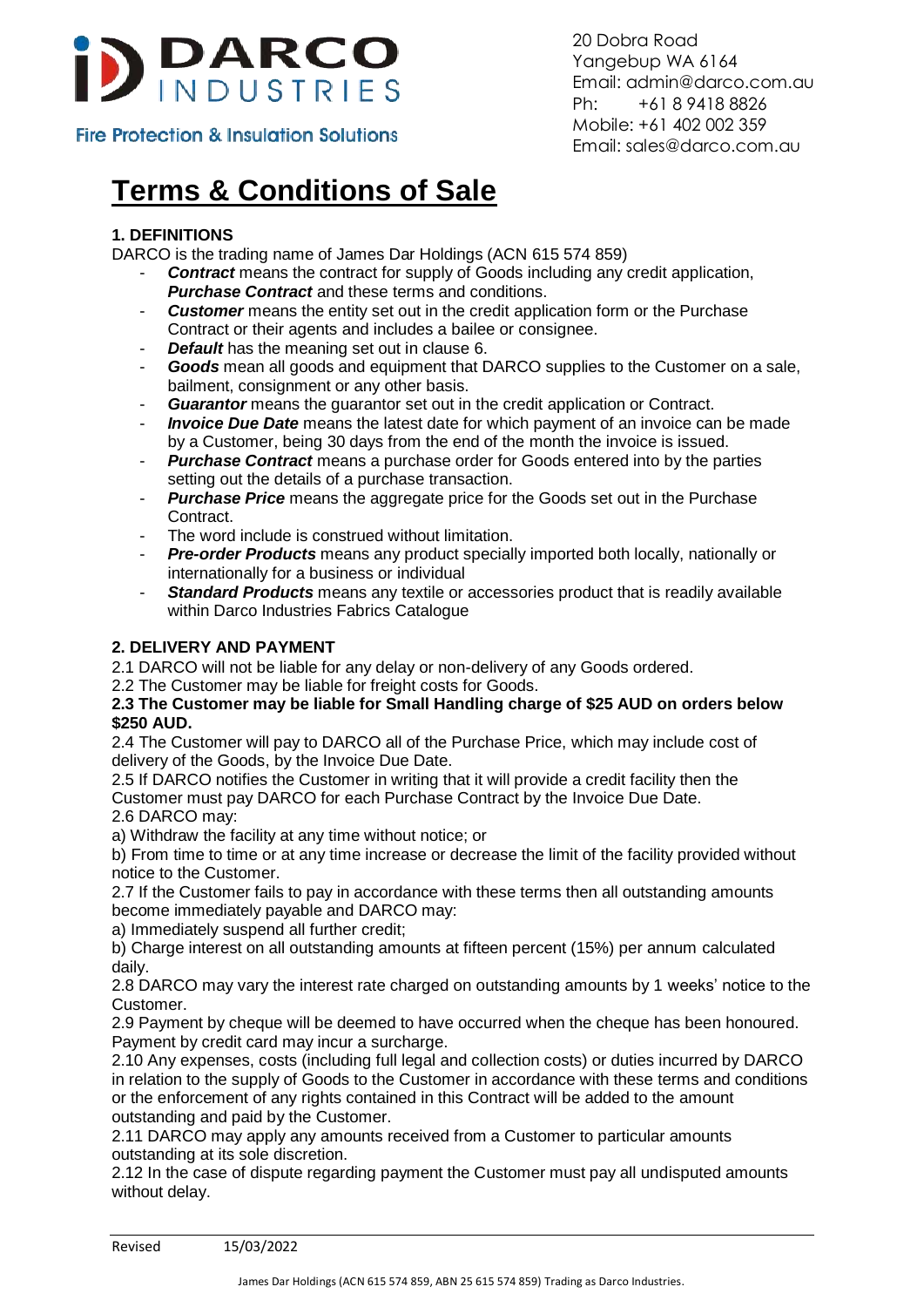DARCO INDUSTRIES

Fire Protection & Insulation Solutions

20 Dobra Road
Yangebup WA 6164
Email: admin@darco.com.au
Ph: +61 8 9418 8826
Mobile: +61 402 002 359
Email: sales@darco.com.au

# Terms & Conditions of Sale

## 1. DEFINITIONS

DARCO is the trading name of James Dar Holdings (ACN 615 574 859)

- ***Contract*** means the contract for supply of Goods including any credit application, ***Purchase Contract*** and these terms and conditions.
- ***Customer*** means the entity set out in the credit application form or the Purchase Contract or their agents and includes a bailee or consignee.
- ***Default*** has the meaning set out in clause 6.
- ***Goods*** mean all goods and equipment that DARCO supplies to the Customer on a sale, bailment, consignment or any other basis.
- ***Guarantor*** means the guarantor set out in the credit application or Contract.
- ***Invoice Due Date*** means the latest date for which payment of an invoice can be made by a Customer, being 30 days from the end of the month the invoice is issued.
- ***Purchase Contract*** means a purchase order for Goods entered into by the parties setting out the details of a purchase transaction.
- ***Purchase Price*** means the aggregate price for the Goods set out in the Purchase Contract.
- The word include is construed without limitation.
- ***Pre-order Products*** means any product specially imported both locally, nationally or internationally for a business or individual
- ***Standard Products*** means any textile or accessories product that is readily available within Darco Industries Fabrics Catalogue

## 2. DELIVERY AND PAYMENT

2.1 DARCO will not be liable for any delay or non-delivery of any Goods ordered.

2.2 The Customer may be liable for freight costs for Goods.

**2.3 The Customer may be liable for Small Handling charge of $25 AUD on orders below $250 AUD.**

2.4 The Customer will pay to DARCO all of the Purchase Price, which may include cost of delivery of the Goods, by the Invoice Due Date.

2.5 If DARCO notifies the Customer in writing that it will provide a credit facility then the Customer must pay DARCO for each Purchase Contract by the Invoice Due Date.

2.6 DARCO may:

a) Withdraw the facility at any time without notice; or

b) From time to time or at any time increase or decrease the limit of the facility provided without notice to the Customer.

2.7 If the Customer fails to pay in accordance with these terms then all outstanding amounts become immediately payable and DARCO may:

a) Immediately suspend all further credit;

b) Charge interest on all outstanding amounts at fifteen percent (15%) per annum calculated daily.

2.8 DARCO may vary the interest rate charged on outstanding amounts by 1 weeks' notice to the Customer.

2.9 Payment by cheque will be deemed to have occurred when the cheque has been honoured. Payment by credit card may incur a surcharge.

2.10 Any expenses, costs (including full legal and collection costs) or duties incurred by DARCO in relation to the supply of Goods to the Customer in accordance with these terms and conditions or the enforcement of any rights contained in this Contract will be added to the amount outstanding and paid by the Customer.

2.11 DARCO may apply any amounts received from a Customer to particular amounts outstanding at its sole discretion.

2.12 In the case of dispute regarding payment the Customer must pay all undisputed amounts without delay.

Revised 15/03/2022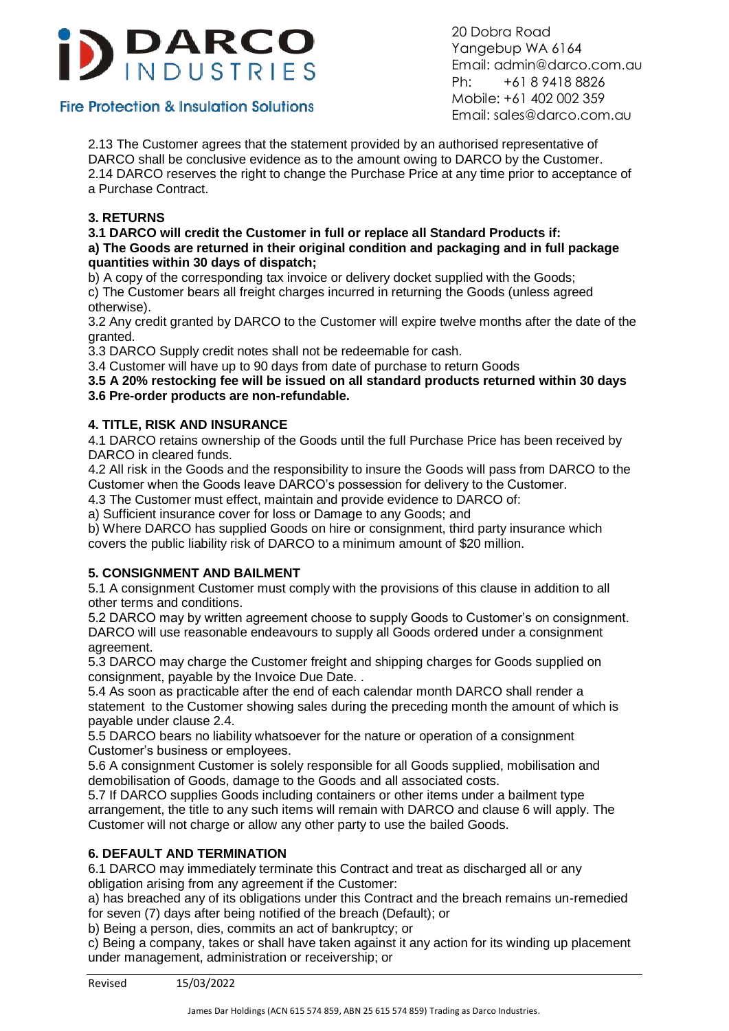2.13 The Customer agrees that the statement provided by an authorised representative of DARCO shall be conclusive evidence as to the amount owing to DARCO by the Customer.
2.14 DARCO reserves the right to change the Purchase Price at any time prior to acceptance of a Purchase Contract.

## 3. RETURNS

**3.1 DARCO will credit the Customer in full or replace all Standard Products if:**
**a) The Goods are returned in their original condition and packaging and in full package quantities within 30 days of dispatch;**
b) A copy of the corresponding tax invoice or delivery docket supplied with the Goods;
c) The Customer bears all freight charges incurred in returning the Goods (unless agreed otherwise).
3.2 Any credit granted by DARCO to the Customer will expire twelve months after the date of the granted.
3.3 DARCO Supply credit notes shall not be redeemable for cash.
3.4 Customer will have up to 90 days from date of purchase to return Goods
**3.5 A 20% restocking fee will be issued on all standard products returned within 30 days**
**3.6 Pre-order products are non-refundable.**

## 4. TITLE, RISK AND INSURANCE

4.1 DARCO retains ownership of the Goods until the full Purchase Price has been received by DARCO in cleared funds.
4.2 All risk in the Goods and the responsibility to insure the Goods will pass from DARCO to the Customer when the Goods leave DARCO's possession for delivery to the Customer.
4.3 The Customer must effect, maintain and provide evidence to DARCO of:
a) Sufficient insurance cover for loss or Damage to any Goods; and
b) Where DARCO has supplied Goods on hire or consignment, third party insurance which covers the public liability risk of DARCO to a minimum amount of $20 million.

## 5. CONSIGNMENT AND BAILMENT

5.1 A consignment Customer must comply with the provisions of this clause in addition to all other terms and conditions.
5.2 DARCO may by written agreement choose to supply Goods to Customer's on consignment. DARCO will use reasonable endeavours to supply all Goods ordered under a consignment agreement.
5.3 DARCO may charge the Customer freight and shipping charges for Goods supplied on consignment, payable by the Invoice Due Date. .
5.4 As soon as practicable after the end of each calendar month DARCO shall render a statement to the Customer showing sales during the preceding month the amount of which is payable under clause 2.4.
5.5 DARCO bears no liability whatsoever for the nature or operation of a consignment Customer's business or employees.
5.6 A consignment Customer is solely responsible for all Goods supplied, mobilisation and demobilisation of Goods, damage to the Goods and all associated costs.
5.7 If DARCO supplies Goods including containers or other items under a bailment type arrangement, the title to any such items will remain with DARCO and clause 6 will apply. The Customer will not charge or allow any other party to use the bailed Goods.

## 6. DEFAULT AND TERMINATION

6.1 DARCO may immediately terminate this Contract and treat as discharged all or any obligation arising from any agreement if the Customer:
a) has breached any of its obligations under this Contract and the breach remains un-remedied for seven (7) days after being notified of the breach (Default); or
b) Being a person, dies, commits an act of bankruptcy; or
c) Being a company, takes or shall have taken against it any action for its winding up placement under management, administration or receivership; or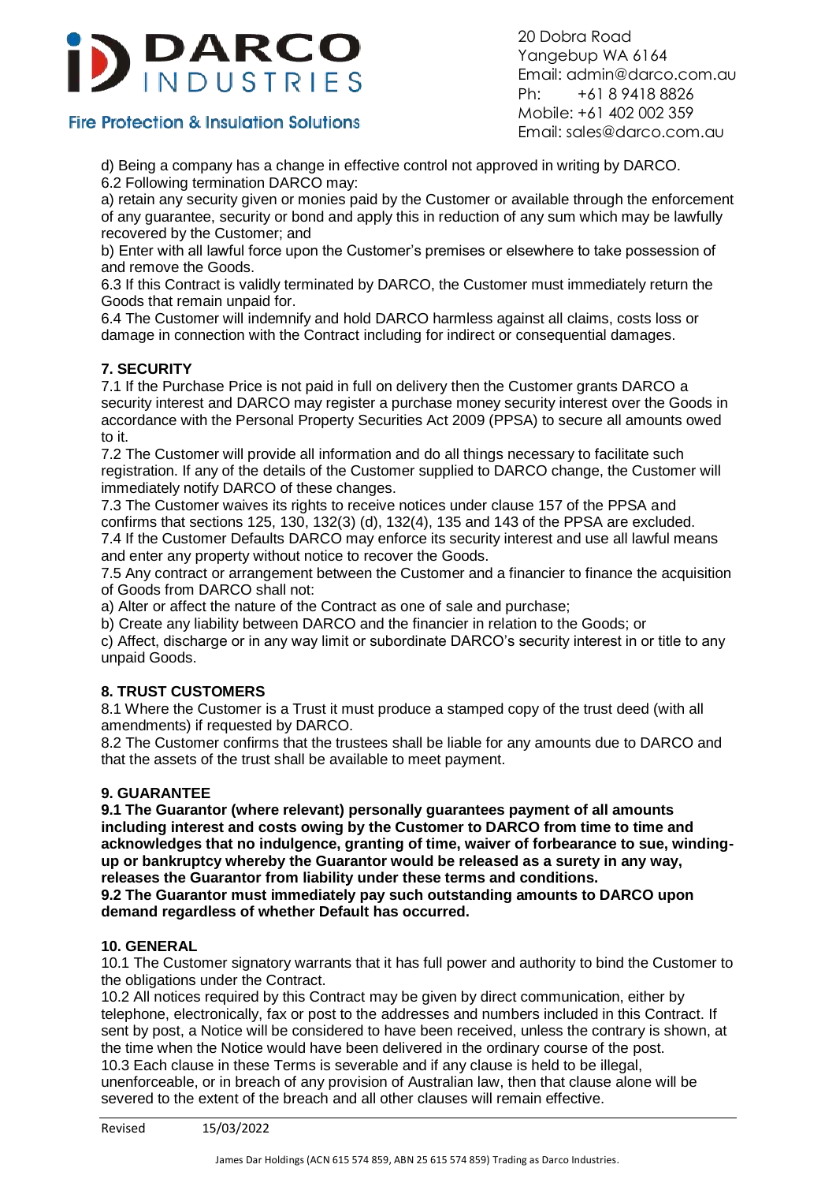d) Being a company has a change in effective control not approved in writing by DARCO.

6.2 Following termination DARCO may:

a) retain any security given or monies paid by the Customer or available through the enforcement of any guarantee, security or bond and apply this in reduction of any sum which may be lawfully recovered by the Customer; and

b) Enter with all lawful force upon the Customer's premises or elsewhere to take possession of and remove the Goods.

6.3 If this Contract is validly terminated by DARCO, the Customer must immediately return the Goods that remain unpaid for.

6.4 The Customer will indemnify and hold DARCO harmless against all claims, costs loss or damage in connection with the Contract including for indirect or consequential damages.

**7. SECURITY**

7.1 If the Purchase Price is not paid in full on delivery then the Customer grants DARCO a security interest and DARCO may register a purchase money security interest over the Goods in accordance with the Personal Property Securities Act 2009 (PPSA) to secure all amounts owed to it.

7.2 The Customer will provide all information and do all things necessary to facilitate such registration. If any of the details of the Customer supplied to DARCO change, the Customer will immediately notify DARCO of these changes.

7.3 The Customer waives its rights to receive notices under clause 157 of the PPSA and confirms that sections 125, 130, 132(3) (d), 132(4), 135 and 143 of the PPSA are excluded.

7.4 If the Customer Defaults DARCO may enforce its security interest and use all lawful means and enter any property without notice to recover the Goods.

7.5 Any contract or arrangement between the Customer and a financier to finance the acquisition of Goods from DARCO shall not:

a) Alter or affect the nature of the Contract as one of sale and purchase;

b) Create any liability between DARCO and the financier in relation to the Goods; or

c) Affect, discharge or in any way limit or subordinate DARCO's security interest in or title to any unpaid Goods.

**8. TRUST CUSTOMERS**

8.1 Where the Customer is a Trust it must produce a stamped copy of the trust deed (with all amendments) if requested by DARCO.

8.2 The Customer confirms that the trustees shall be liable for any amounts due to DARCO and that the assets of the trust shall be available to meet payment.

**9. GUARANTEE**

**9.1 The Guarantor (where relevant) personally guarantees payment of all amounts including interest and costs owing by the Customer to DARCO from time to time and acknowledges that no indulgence, granting of time, waiver of forbearance to sue, winding-up or bankruptcy whereby the Guarantor would be released as a surety in any way, releases the Guarantor from liability under these terms and conditions.**

**9.2 The Guarantor must immediately pay such outstanding amounts to DARCO upon demand regardless of whether Default has occurred.**

**10. GENERAL**

10.1 The Customer signatory warrants that it has full power and authority to bind the Customer to the obligations under the Contract.

10.2 All notices required by this Contract may be given by direct communication, either by telephone, electronically, fax or post to the addresses and numbers included in this Contract. If sent by post, a Notice will be considered to have been received, unless the contrary is shown, at the time when the Notice would have been delivered in the ordinary course of the post.

10.3 Each clause in these Terms is severable and if any clause is held to be illegal, unenforceable, or in breach of any provision of Australian law, then that clause alone will be severed to the extent of the breach and all other clauses will remain effective.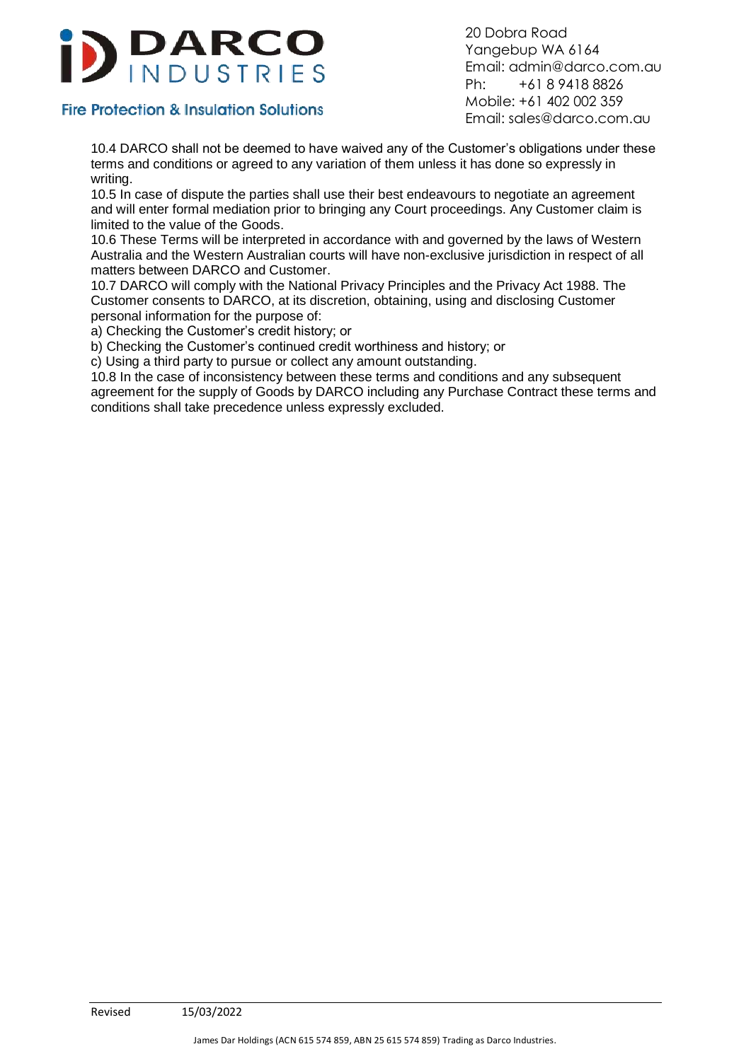10.4 DARCO shall not be deemed to have waived any of the Customer's obligations under these terms and conditions or agreed to any variation of them unless it has done so expressly in writing.

10.5 In case of dispute the parties shall use their best endeavours to negotiate an agreement and will enter formal mediation prior to bringing any Court proceedings. Any Customer claim is limited to the value of the Goods.

10.6 These Terms will be interpreted in accordance with and governed by the laws of Western Australia and the Western Australian courts will have non-exclusive jurisdiction in respect of all matters between DARCO and Customer.

10.7 DARCO will comply with the National Privacy Principles and the Privacy Act 1988. The Customer consents to DARCO, at its discretion, obtaining, using and disclosing Customer personal information for the purpose of:

a) Checking the Customer's credit history; or

b) Checking the Customer's continued credit worthiness and history; or

c) Using a third party to pursue or collect any amount outstanding.

10.8 In the case of inconsistency between these terms and conditions and any subsequent agreement for the supply of Goods by DARCO including any Purchase Contract these terms and conditions shall take precedence unless expressly excluded.